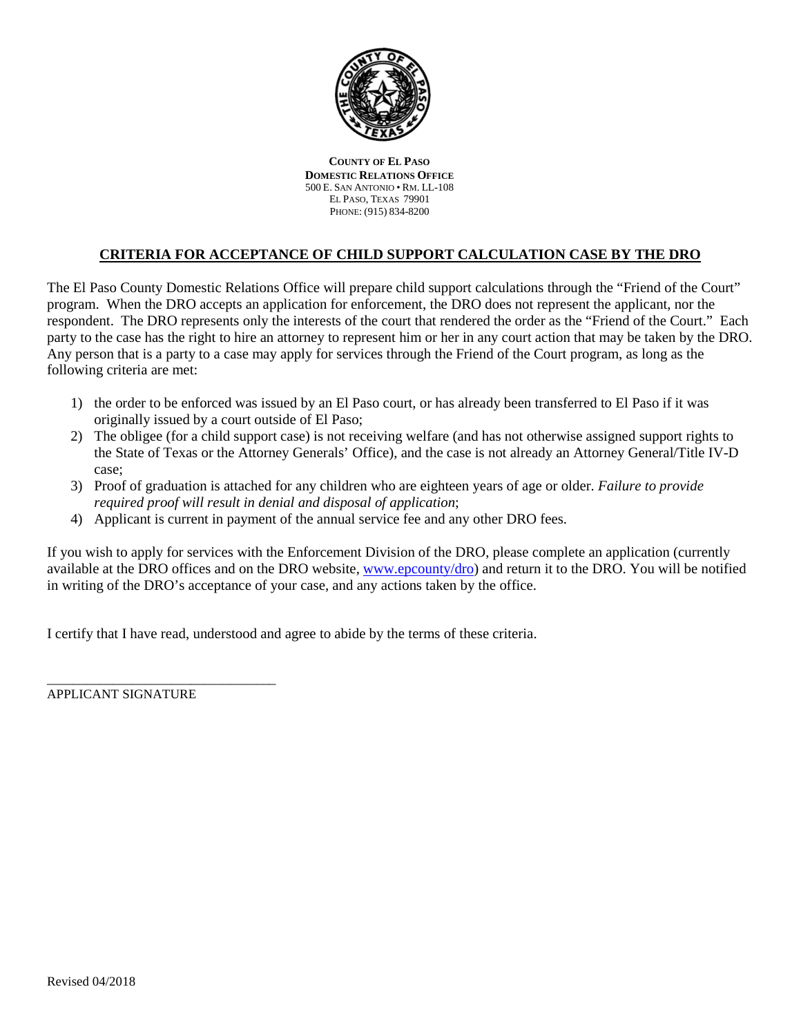**COUNTY OF EL PASO**
**DOMESTIC RELATIONS OFFICE**
500 E. SAN ANTONIO • RM. LL-108
EL PASO, TEXAS 79901
PHONE: (915) 834-8200

## CRITERIA FOR ACCEPTANCE OF CHILD SUPPORT CALCULATION CASE BY THE DRO

The El Paso County Domestic Relations Office will prepare child support calculations through the "Friend of the Court" program. When the DRO accepts an application for enforcement, the DRO does not represent the applicant, nor the respondent. The DRO represents only the interests of the court that rendered the order as the "Friend of the Court." Each party to the case has the right to hire an attorney to represent him or her in any court action that may be taken by the DRO. Any person that is a party to a case may apply for services through the Friend of the Court program, as long as the following criteria are met:

1) the order to be enforced was issued by an El Paso court, or has already been transferred to El Paso if it was originally issued by a court outside of El Paso;
2) The obligee (for a child support case) is not receiving welfare (and has not otherwise assigned support rights to the State of Texas or the Attorney Generals' Office), and the case is not already an Attorney General/Title IV-D case;
3) Proof of graduation is attached for any children who are eighteen years of age or older. *Failure to provide required proof will result in denial and disposal of application*;
4) Applicant is current in payment of the annual service fee and any other DRO fees.

If you wish to apply for services with the Enforcement Division of the DRO, please complete an application (currently available at the DRO offices and on the DRO website, www.epcounty/dro) and return it to the DRO. You will be notified in writing of the DRO's acceptance of your case, and any actions taken by the office.

I certify that I have read, understood and agree to abide by the terms of these criteria.

\_\_\_\_\_\_\_\_\_\_\_\_\_\_\_\_\_\_\_\_\_\_\_\_\_\_\_\_\_\_\_\_\_\_
APPLICANT SIGNATURE

Revised 04/2018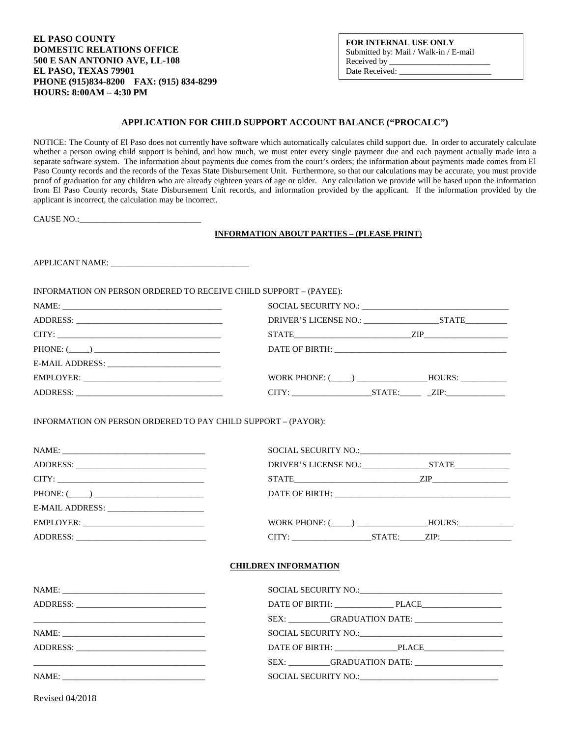**EL PASO COUNTY**
**DOMESTIC RELATIONS OFFICE**
**500 E SAN ANTONIO AVE, LL-108**
**EL PASO, TEXAS 79901**
**PHONE (915)834-8200 FAX: (915) 834-8299**
**HOURS: 8:00AM – 4:30 PM**

**FOR INTERNAL USE ONLY**
Submitted by: Mail / Walk-in / E-mail
Received by ________________________
Date Received: ______________________

## APPLICATION FOR CHILD SUPPORT ACCOUNT BALANCE ("PROCALC")

NOTICE: The County of El Paso does not currently have software which automatically calculates child support due. In order to accurately calculate whether a person owing child support is behind, and how much, we must enter every single payment due and each payment actually made into a separate software system. The information about payments due comes from the court's orders; the information about payments made comes from El Paso County records and the records of the Texas State Disbursement Unit. Furthermore, so that our calculations may be accurate, you must provide proof of graduation for any children who are already eighteen years of age or older. Any calculation we provide will be based upon the information from El Paso County records, State Disbursement Unit records, and information provided by the applicant. If the information provided by the applicant is incorrect, the calculation may be incorrect.

CAUSE NO.:____________________________

### INFORMATION ABOUT PARTIES – (PLEASE PRINT)

APPLICANT NAME: ________________________________

INFORMATION ON PERSON ORDERED TO RECEIVE CHILD SUPPORT – (PAYEE):

NAME: ______________________________________
ADDRESS: ___________________________________
CITY: ______________________________________
PHONE: (_____) ______________________________
E-MAIL ADDRESS: ___________________________
EMPLOYER: _________________________________
ADDRESS: ___________________________________

SOCIAL SECURITY NO.: ___________________________________
DRIVER'S LICENSE NO.: _________________STATE__________
STATE___________________________ZIP____________________
DATE OF BIRTH: _________________________________________
WORK PHONE: (_____) ________________HOURS: ___________
CITY: __________________STATE:_____ _ZIP:_____________

INFORMATION ON PERSON ORDERED TO PAY CHILD SUPPORT – (PAYOR):

NAME: __________________________________
ADDRESS: _______________________________
CITY: __________________________________
PHONE: (_____) __________________________
E-MAIL ADDRESS: _______________________
EMPLOYER: ______________________________
ADDRESS: _______________________________

SOCIAL SECURITY NO.:___________________________________
DRIVER'S LICENSE NO.:_______________STATE_____________
STATE_____________________________ZIP_________________
DATE OF BIRTH: __________________________________________
WORK PHONE: (_____) ________________HOURS:_____________
CITY: __________________STATE:______ZIP:_________________

### CHILDREN INFORMATION

NAME: __________________________________
ADDRESS: _______________________________
________________________________________
NAME: __________________________________
ADDRESS: _______________________________
________________________________________
NAME: __________________________________

SOCIAL SECURITY NO.:_________________________________
DATE OF BIRTH: _____________ PLACE__________________
SEX: _________GRADUATION DATE: _____________________
SOCIAL SECURITY NO.:_________________________________
DATE OF BIRTH: ______________PLACE__________________
SEX: _________GRADUATION DATE: _____________________
SOCIAL SECURITY NO.:________________________________

Revised 04/2018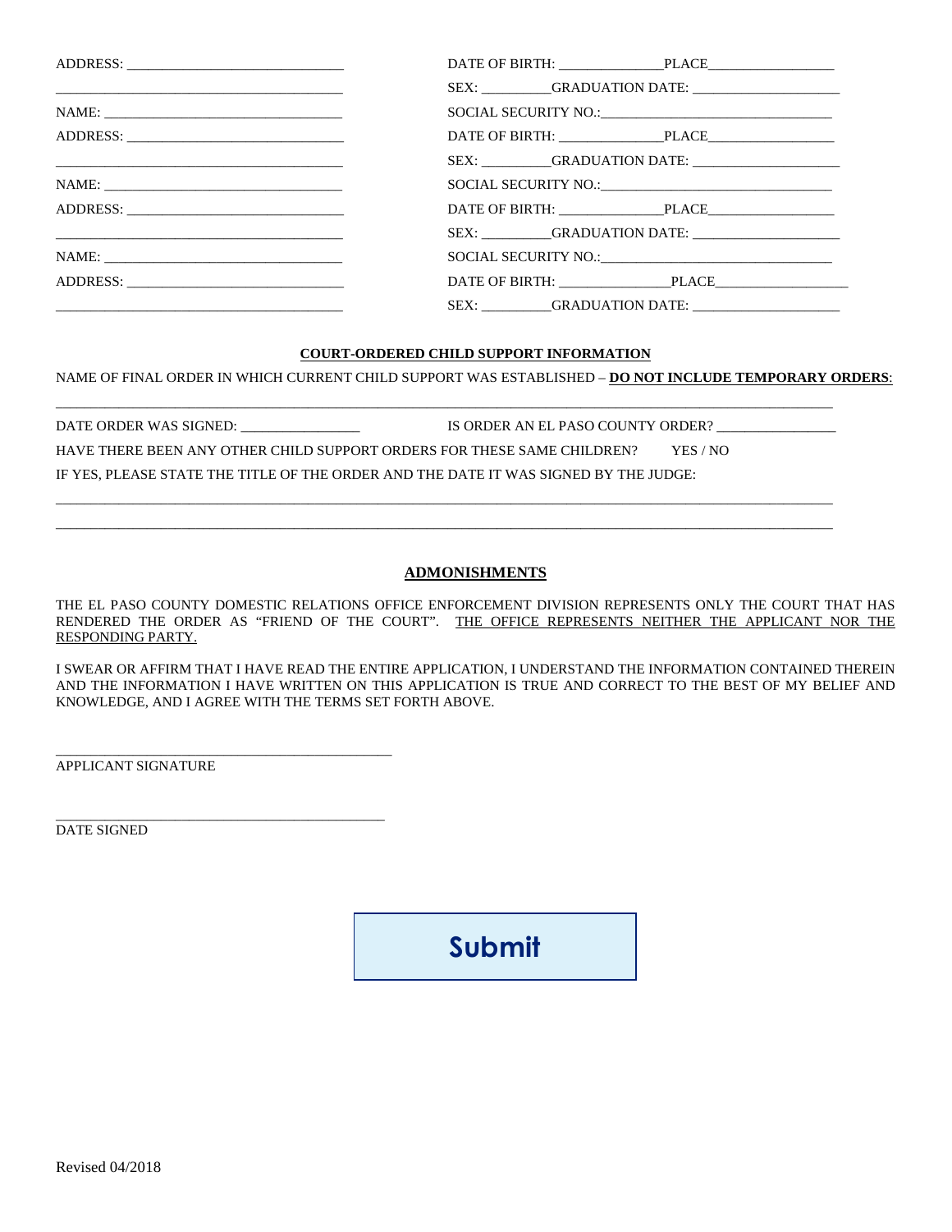| | |
|---|---|
| ADDRESS: _______________________________ | DATE OF BIRTH: _______________PLACE__________________ |
| _______________________________________ | SEX: __________GRADUATION DATE: _____________________ |
| NAME: _________________________________ | SOCIAL SECURITY NO.:_________________________________ |
| ADDRESS: _______________________________ | DATE OF BIRTH: _______________PLACE__________________ |
| _______________________________________ | SEX: __________GRADUATION DATE: _____________________ |
| NAME: _________________________________ | SOCIAL SECURITY NO.:_________________________________ |
| ADDRESS: _______________________________ | DATE OF BIRTH: _______________PLACE__________________ |
| _______________________________________ | SEX: __________GRADUATION DATE: _____________________ |
| NAME: _________________________________ | SOCIAL SECURITY NO.:_________________________________ |
| ADDRESS: _______________________________ | DATE OF BIRTH: ________________PLACE___________________ |
| _______________________________________ | SEX: __________GRADUATION DATE: _____________________ |

## COURT-ORDERED CHILD SUPPORT INFORMATION

NAME OF FINAL ORDER IN WHICH CURRENT CHILD SUPPORT WAS ESTABLISHED – **DO NOT INCLUDE TEMPORARY ORDERS**:

______________________________________________________________________________________________

DATE ORDER WAS SIGNED: _________________ IS ORDER AN EL PASO COUNTY ORDER? _________________

HAVE THERE BEEN ANY OTHER CHILD SUPPORT ORDERS FOR THESE SAME CHILDREN? YES / NO

IF YES, PLEASE STATE THE TITLE OF THE ORDER AND THE DATE IT WAS SIGNED BY THE JUDGE:

______________________________________________________________________________________________

______________________________________________________________________________________________

## ADMONISHMENTS

THE EL PASO COUNTY DOMESTIC RELATIONS OFFICE ENFORCEMENT DIVISION REPRESENTS ONLY THE COURT THAT HAS RENDERED THE ORDER AS "FRIEND OF THE COURT". THE OFFICE REPRESENTS NEITHER THE APPLICANT NOR THE RESPONDING PARTY.

I SWEAR OR AFFIRM THAT I HAVE READ THE ENTIRE APPLICATION, I UNDERSTAND THE INFORMATION CONTAINED THEREIN AND THE INFORMATION I HAVE WRITTEN ON THIS APPLICATION IS TRUE AND CORRECT TO THE BEST OF MY BELIEF AND KNOWLEDGE, AND I AGREE WITH THE TERMS SET FORTH ABOVE.

_________________________________________________
APPLICANT SIGNATURE

_________________________________________________
DATE SIGNED

Submit

Revised 04/2018